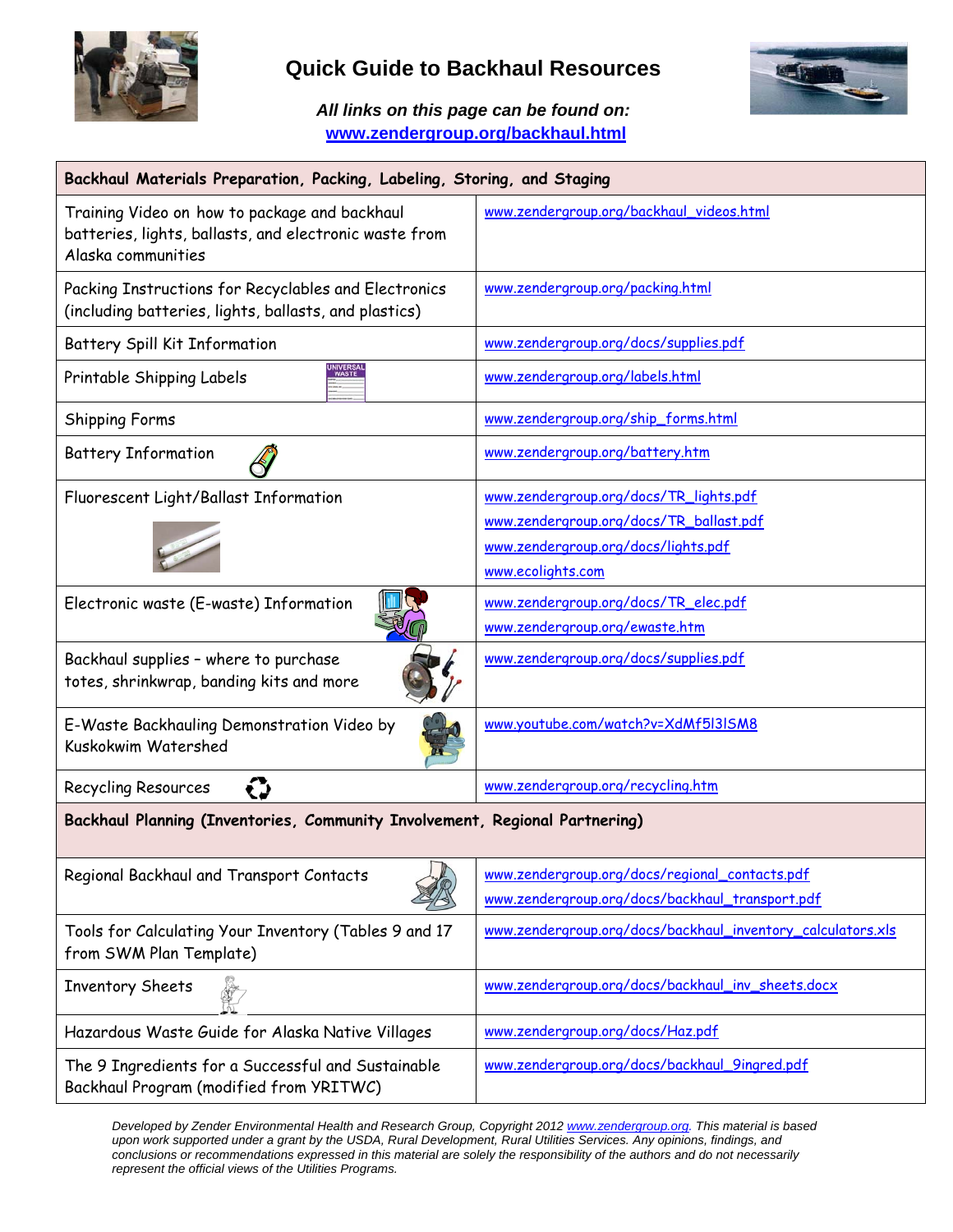# Quick Guide to Backhaul Resources

***All links on this page can be found on:***
**www.zendergroup.org/backhaul.html**

| Backhaul Materials Preparation, Packing, Labeling, Storing, and Staging | |
|---|---|
| Training Video on how to package and backhaul batteries, lights, ballasts, and electronic waste from Alaska communities | www.zendergroup.org/backhaul_videos.html |
| Packing Instructions for Recyclables and Electronics (including batteries, lights, ballasts, and plastics) | www.zendergroup.org/packing.html |
| Battery Spill Kit Information | www.zendergroup.org/docs/supplies.pdf |
| Printable Shipping Labels | www.zendergroup.org/labels.html |
| Shipping Forms | www.zendergroup.org/ship_forms.html |
| Battery Information | www.zendergroup.org/battery.htm |
| Fluorescent Light/Ballast Information | www.zendergroup.org/docs/TR_lights.pdf<br>www.zendergroup.org/docs/TR_ballast.pdf<br>www.zendergroup.org/docs/lights.pdf<br>www.ecolights.com |
| Electronic waste (E-waste) Information | www.zendergroup.org/docs/TR_elec.pdf<br>www.zendergroup.org/ewaste.htm |
| Backhaul supplies – where to purchase totes, shrinkwrap, banding kits and more | www.zendergroup.org/docs/supplies.pdf |
| E-Waste Backhauling Demonstration Video by Kuskokwim Watershed | www.youtube.com/watch?v=XdMf5l3lSM8 |
| Recycling Resources | www.zendergroup.org/recycling.htm |
| **Backhaul Planning (Inventories, Community Involvement, Regional Partnering)** | |
| Regional Backhaul and Transport Contacts | www.zendergroup.org/docs/regional_contacts.pdf<br>www.zendergroup.org/docs/backhaul_transport.pdf |
| Tools for Calculating Your Inventory (Tables 9 and 17 from SWM Plan Template) | www.zendergroup.org/docs/backhaul_inventory_calculators.xls |
| Inventory Sheets | www.zendergroup.org/docs/backhaul_inv_sheets.docx |
| Hazardous Waste Guide for Alaska Native Villages | www.zendergroup.org/docs/Haz.pdf |
| The 9 Ingredients for a Successful and Sustainable Backhaul Program (modified from YRITWC) | www.zendergroup.org/docs/backhaul_9ingred.pdf |

*Developed by Zender Environmental Health and Research Group, Copyright 2012 www.zendergroup.org. This material is based upon work supported under a grant by the USDA, Rural Development, Rural Utilities Services. Any opinions, findings, and conclusions or recommendations expressed in this material are solely the responsibility of the authors and do not necessarily represent the official views of the Utilities Programs.*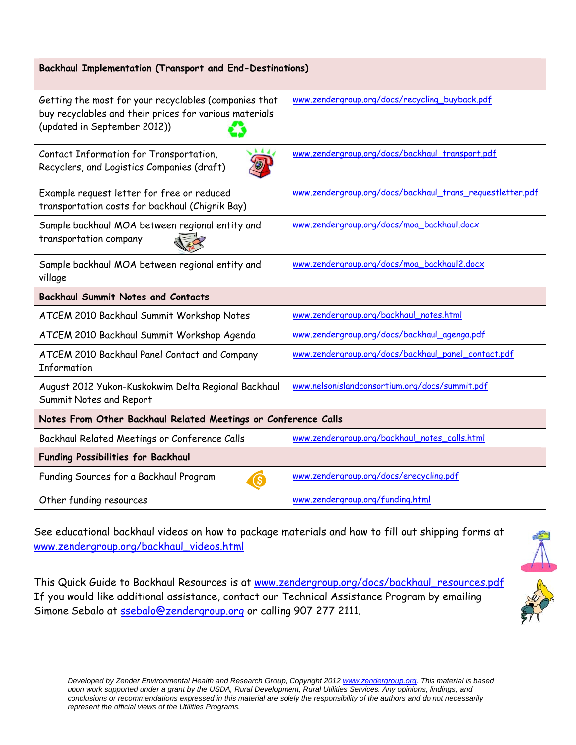| | |
|---|---|
| **Backhaul Implementation (Transport and End-Destinations)** | |
| Getting the most for your recyclables (companies that buy recyclables and their prices for various materials (updated in September 2012)) | www.zendergroup.org/docs/recycling_buyback.pdf |
| Contact Information for Transportation, Recyclers, and Logistics Companies (draft) | www.zendergroup.org/docs/backhaul_transport.pdf |
| Example request letter for free or reduced transportation costs for backhaul (Chignik Bay) | www.zendergroup.org/docs/backhaul_trans_requestletter.pdf |
| Sample backhaul MOA between regional entity and transportation company | www.zendergroup.org/docs/moa_backhaul.docx |
| Sample backhaul MOA between regional entity and village | www.zendergroup.org/docs/moa_backhaul2.docx |
| **Backhaul Summit Notes and Contacts** | |
| ATCEM 2010 Backhaul Summit Workshop Notes | www.zendergroup.org/backhaul_notes.html |
| ATCEM 2010 Backhaul Summit Workshop Agenda | www.zendergroup.org/docs/backhaul_agenga.pdf |
| ATCEM 2010 Backhaul Panel Contact and Company Information | www.zendergroup.org/docs/backhaul_panel_contact.pdf |
| August 2012 Yukon-Kuskokwim Delta Regional Backhaul Summit Notes and Report | www.nelsonislandconsortium.org/docs/summit.pdf |
| **Notes From Other Backhaul Related Meetings or Conference Calls** | |
| Backhaul Related Meetings or Conference Calls | www.zendergroup.org/backhaul_notes_calls.html |
| **Funding Possibilities for Backhaul** | |
| Funding Sources for a Backhaul Program | www.zendergroup.org/docs/erecycling.pdf |
| Other funding resources | www.zendergroup.org/funding.html |

See educational backhaul videos on how to package materials and how to fill out shipping forms at www.zendergroup.org/backhaul_videos.html

This Quick Guide to Backhaul Resources is at www.zendergroup.org/docs/backhaul_resources.pdf If you would like additional assistance, contact our Technical Assistance Program by emailing Simone Sebalo at ssebalo@zendergroup.org or calling 907 277 2111.

*Developed by Zender Environmental Health and Research Group, Copyright 2012 www.zendergroup.org. This material is based upon work supported under a grant by the USDA, Rural Development, Rural Utilities Services. Any opinions, findings, and conclusions or recommendations expressed in this material are solely the responsibility of the authors and do not necessarily represent the official views of the Utilities Programs.*